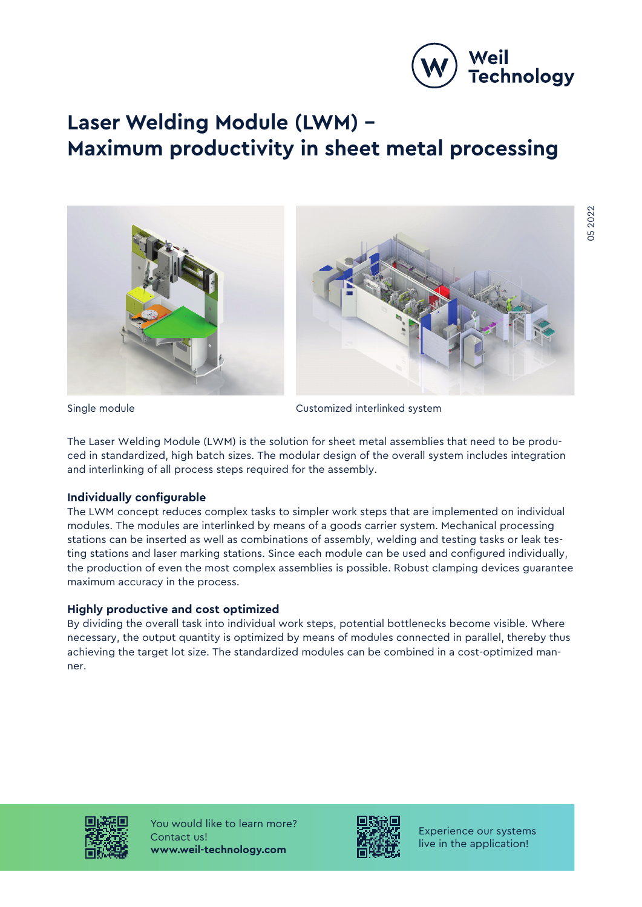# Laser Welding Module (LWM) – Maximum productivity in sheet metal processing

Single module

Customized interlinked system

The Laser Welding Module (LWM) is the solution for sheet metal assemblies that need to be produced in standardized, high batch sizes. The modular design of the overall system includes integration and interlinking of all process steps required for the assembly.

**Individually configurable**

The LWM concept reduces complex tasks to simpler work steps that are implemented on individual modules. The modules are interlinked by means of a goods carrier system. Mechanical processing stations can be inserted as well as combinations of assembly, welding and testing tasks or leak testing stations and laser marking stations. Since each module can be used and configured individually, the production of even the most complex assemblies is possible. Robust clamping devices guarantee maximum accuracy in the process.

**Highly productive and cost optimized**

By dividing the overall task into individual work steps, potential bottlenecks become visible. Where necessary, the output quantity is optimized by means of modules connected in parallel, thereby thus achieving the target lot size. The standardized modules can be combined in a cost-optimized manner.

You would like to learn more?
Contact us!
**www.weil-technology.com**

Experience our systems live in the application!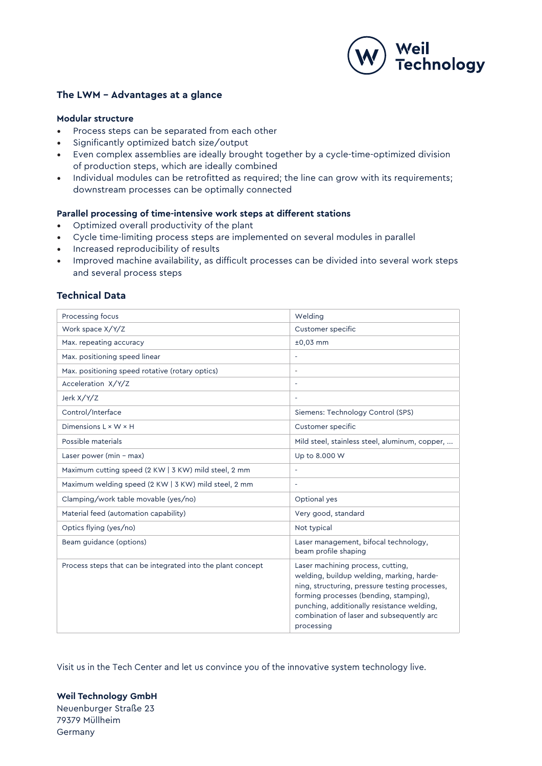## The LWM – Advantages at a glance

### Modular structure

- Process steps can be separated from each other
- Significantly optimized batch size/output
- Even complex assemblies are ideally brought together by a cycle-time-optimized division of production steps, which are ideally combined
- Individual modules can be retrofitted as required; the line can grow with its requirements; downstream processes can be optimally connected

### Parallel processing of time-intensive work steps at different stations

- Optimized overall productivity of the plant
- Cycle time-limiting process steps are implemented on several modules in parallel
- Increased reproducibility of results
- Improved machine availability, as difficult processes can be divided into several work steps and several process steps

## Technical Data

| | |
|---|---|
| Processing focus | Welding |
| Work space X/Y/Z | Customer specific |
| Max. repeating accuracy | ±0,03 mm |
| Max. positioning speed linear | - |
| Max. positioning speed rotative (rotary optics) | - |
| Acceleration X/Y/Z | - |
| Jerk X/Y/Z | - |
| Control/Interface | Siemens: Technology Control (SPS) |
| Dimensions L × W × H | Customer specific |
| Possible materials | Mild steel, stainless steel, aluminum, copper, ... |
| Laser power (min – max) | Up to 8.000 W |
| Maximum cutting speed (2 KW \| 3 KW) mild steel, 2 mm | - |
| Maximum welding speed (2 KW \| 3 KW) mild steel, 2 mm | - |
| Clamping/work table movable (yes/no) | Optional yes |
| Material feed (automation capability) | Very good, standard |
| Optics flying (yes/no) | Not typical |
| Beam guidance (options) | Laser management, bifocal technology, beam profile shaping |
| Process steps that can be integrated into the plant concept | Laser machining process, cutting, welding, buildup welding, marking, hardening, structuring, pressure testing processes, forming processes (bending, stamping), punching, additionally resistance welding, combination of laser and subsequently arc processing |

Visit us in the Tech Center and let us convince you of the innovative system technology live.

**Weil Technology GmbH**
Neuenburger Straße 23
79379 Müllheim
Germany